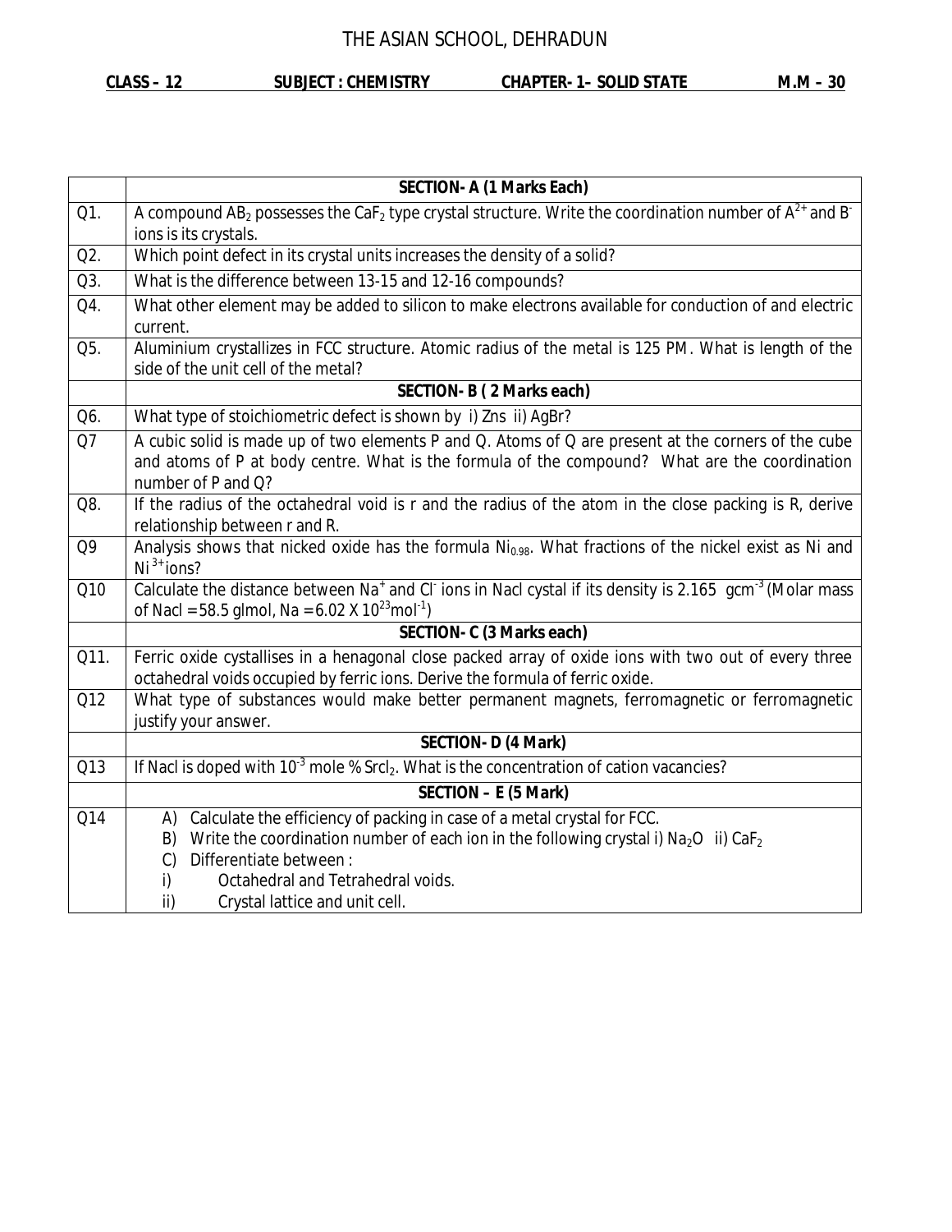# THE ASIAN SCHOOL, DEHRADUN

**CLASS – 12** **SUBJECT : CHEMISTRY** **CHAPTER- 1– SOLID STATE** **M.M – 30**

| | **SECTION- A (1 Marks Each)** |
|---|---|
| Q1. | A compound $AB_2$ possesses the $CaF_2$ type crystal structure. Write the coordination number of $A^{2+}$ and $B^-$ ions is its crystals. |
| Q2. | Which point defect in its crystal units increases the density of a solid? |
| Q3. | What is the difference between 13-15 and 12-16 compounds? |
| Q4. | What other element may be added to silicon to make electrons available for conduction of and electric current. |
| Q5. | Aluminium crystallizes in FCC structure. Atomic radius of the metal is 125 PM. What is length of the side of the unit cell of the metal? |
| | **SECTION- B ( 2 Marks each)** |
| Q6. | What type of stoichiometric defect is shown by i) Zns ii) AgBr? |
| Q7 | A cubic solid is made up of two elements P and Q. Atoms of Q are present at the corners of the cube and atoms of P at body centre. What is the formula of the compound? What are the coordination number of P and Q? |
| Q8. | If the radius of the octahedral void is r and the radius of the atom in the close packing is R, derive relationship between r and R. |
| Q9 | Analysis shows that nicked oxide has the formula $Ni_{0.98}$. What fractions of the nickel exist as Ni and $Ni^{3+}$ions? |
| Q10 | Calculate the distance between $Na^+$ and $Cl^-$ ions in Nacl cystal if its density is 2.165 $gcm^{-3}$ (Molar mass of Nacl = 58.5 glmol, Na = $6.02 \times 10^{23} mol^{-1}$) |
| | **SECTION- C (3 Marks each)** |
| Q11. | Ferric oxide cystallises in a henagonal close packed array of oxide ions with two out of every three octahedral voids occupied by ferric ions. Derive the formula of ferric oxide. |
| Q12 | What type of substances would make better permanent magnets, ferromagnetic or ferromagnetic justify your answer. |
| | **SECTION- D (4 Mark)** |
| Q13 | If Nacl is doped with $10^{-3}$ mole % $Srcl_2$. What is the concentration of cation vacancies? |
| | **SECTION – E (5 Mark)** |
| Q14 | A) Calculate the efficiency of packing in case of a metal crystal for FCC.<br>B) Write the coordination number of each ion in the following crystal i) $Na_2O$ ii) $CaF_2$<br>C) Differentiate between :<br>i) Octahedral and Tetrahedral voids.<br>ii) Crystal lattice and unit cell. |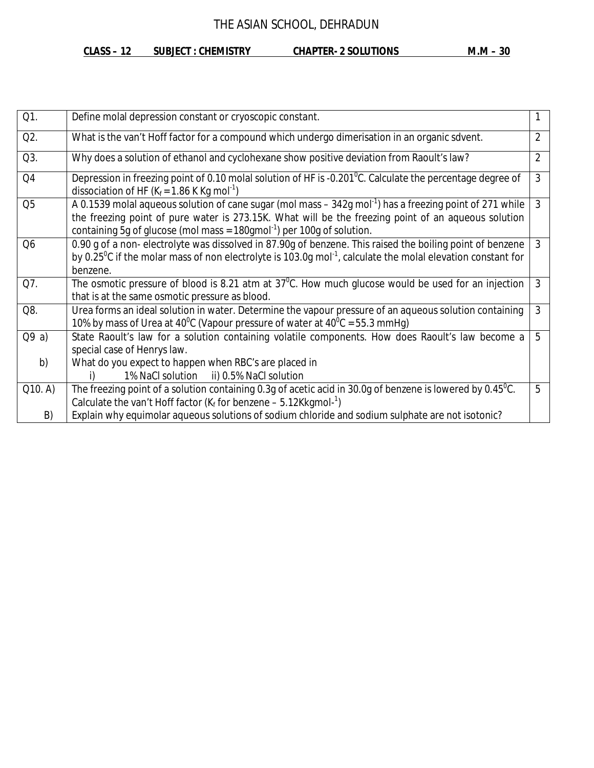# THE ASIAN SCHOOL, DEHRADUN

**CLASS – 12 SUBJECT : CHEMISTRY CHAPTER- 2 SOLUTIONS M.M – 30**

| | | |
|---|---|---|
| Q1. | Define molal depression constant or cryoscopic constant. | 1 |
| Q2. | What is the van't Hoff factor for a compound which undergo dimerisation in an organic sdvent. | 2 |
| Q3. | Why does a solution of ethanol and cyclohexane show positive deviation from Raoult's law? | 2 |
| Q4 | Depression in freezing point of 0.10 molal solution of HF is -0.201$^0$C. Calculate the percentage degree of dissociation of HF ($K_f$ = 1.86 K Kg mol$^{-1}$) | 3 |
| Q5 | A 0.1539 molal aqueous solution of cane sugar (mol mass – 342g mol$^{-1}$) has a freezing point of 271 while the freezing point of pure water is 273.15K. What will be the freezing point of an aqueous solution containing 5g of glucose (mol mass = 180gmol$^{-1}$) per 100g of solution. | 3 |
| Q6 | 0.90 g of a non- electrolyte was dissolved in 87.90g of benzene. This raised the boiling point of benzene by 0.25$^0$C if the molar mass of non electrolyte is 103.0g mol$^{-1}$, calculate the molal elevation constant for benzene. | 3 |
| Q7. | The osmotic pressure of blood is 8.21 atm at 37$^0$C. How much glucose would be used for an injection that is at the same osmotic pressure as blood. | 3 |
| Q8. | Urea forms an ideal solution in water. Determine the vapour pressure of an aqueous solution containing 10% by mass of Urea at 40$^0$C (Vapour pressure of water at 40$^0$C = 55.3 mmHg) | 3 |
| Q9 a) | State Raoult's law for a solution containing volatile components. How does Raoult's law become a special case of Henrys law. | 5 |
| b) | What do you expect to happen when RBC's are placed in i) 1% NaCl solution ii) 0.5% NaCl solution | |
| Q10. A) | The freezing point of a solution containing 0.3g of acetic acid in 30.0g of benzene is lowered by 0.45$^0$C. Calculate the van't Hoff factor ($K_f$ for benzene – 5.12Kkgmol-$^1$) | 5 |
| B) | Explain why equimolar aqueous solutions of sodium chloride and sodium sulphate are not isotonic? | |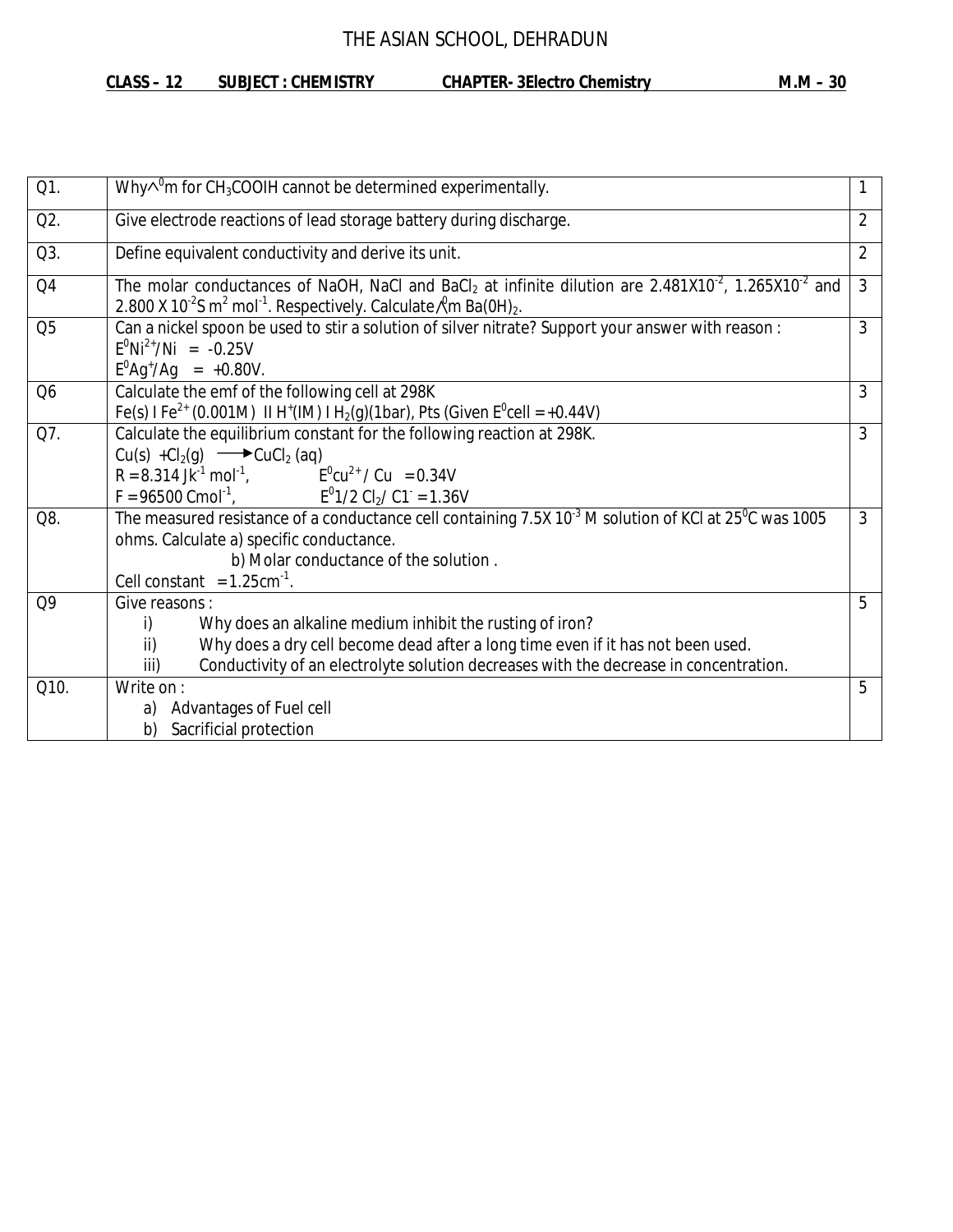# THE ASIAN SCHOOL, DEHRADUN

**CLASS – 12 SUBJECT : CHEMISTRY CHAPTER- 3Electro Chemistry M.M – 30**

| | | |
|---|---|---|
| Q1. | Why $\wedge^0 m$ for $CH_3COOIH$ cannot be determined experimentally. | 1 |
| Q2. | Give electrode reactions of lead storage battery during discharge. | 2 |
| Q3. | Define equivalent conductivity and derive its unit. | 2 |
| Q4 | The molar conductances of NaOH, NaCl and $BaCl_2$ at infinite dilution are $2.481X10^{-2}$, $1.265X10^{-2}$ and $2.800 X 10^{-2} S m^2 mol^{-1}$. Respectively. Calculate $\wedge^0 m$ $Ba(0H)_2$. | 3 |
| Q5 | Can a nickel spoon be used to stir a solution of silver nitrate? Support your answer with reason : $E^0 Ni^{2+}/Ni = -0.25V$ $E^0 Ag^+/Ag = +0.80V$. | 3 |
| Q6 | Calculate the emf of the following cell at 298K Fe(s) I $Fe^{2+}$ (0.001M) II $H^+$(IM) I $H_2$(g)(1bar), Pts (Given $E^0$cell = +0.44V) | 3 |
| Q7. | Calculate the equilibrium constant for the following reaction at 298K. $Cu(s) + Cl_2(g) \longrightarrow CuCl_2 (aq)$ $R = 8.314 Jk^{-1} mol^{-1}$, $E^0 cu^{2+} / Cu = 0.34V$ $F = 96500 Cmol^{-1}$, $E^0 1/2 Cl_2/ C1^- = 1.36V$ | 3 |
| Q8. | The measured resistance of a conductance cell containing $7.5X 10^{-3}$ M solution of KCl at $25^0C$ was 1005 ohms. Calculate a) specific conductance. b) Molar conductance of the solution . Cell constant = $1.25cm^{-1}$. | 3 |
| Q9 | Give reasons : i) Why does an alkaline medium inhibit the rusting of iron? ii) Why does a dry cell become dead after a long time even if it has not been used. iii) Conductivity of an electrolyte solution decreases with the decrease in concentration. | 5 |
| Q10. | Write on : a) Advantages of Fuel cell b) Sacrificial protection | 5 |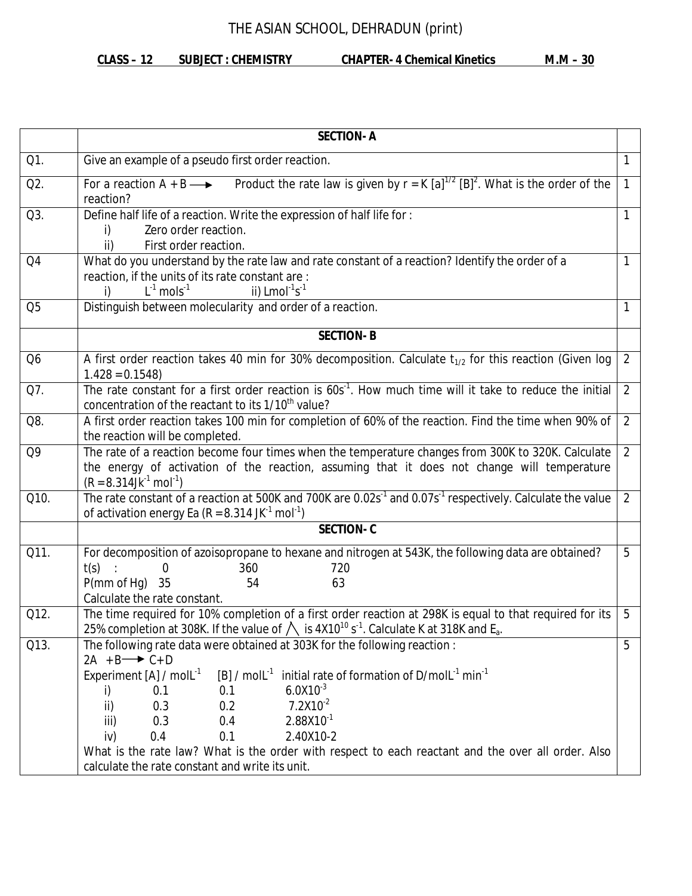# THE ASIAN SCHOOL, DEHRADUN (print)

**CLASS – 12 SUBJECT : CHEMISTRY CHAPTER- 4 Chemical Kinetics M.M – 30**

| | | |
|---|---|---|
| | **SECTION- A** | |
| Q1. | Give an example of a pseudo first order reaction. | 1 |
| Q2. | For a reaction A + B ⟶ Product the rate law is given by $r = K [a]^{1/2} [B]^2$. What is the order of the reaction? | 1 |
| Q3. | Define half life of a reaction. Write the expression of half life for :<br>i) Zero order reaction.<br>ii) First order reaction. | 1 |
| Q4 | What do you understand by the rate law and rate constant of a reaction? Identify the order of a reaction, if the units of its rate constant are :<br>i) $L^{-1} mols^{-1}$ ii) $Lmol^{-1}s^{-1}$ | 1 |
| Q5 | Distinguish between molecularity and order of a reaction. | 1 |
| | **SECTION- B** | |
| Q6 | A first order reaction takes 40 min for 30% decomposition. Calculate $t_{1/2}$ for this reaction (Given log 1.428 = 0.1548) | 2 |
| Q7. | The rate constant for a first order reaction is $60s^{-1}$. How much time will it take to reduce the initial concentration of the reactant to its $1/10^{th}$ value? | 2 |
| Q8. | A first order reaction takes 100 min for completion of 60% of the reaction. Find the time when 90% of the reaction will be completed. | 2 |
| Q9 | The rate of a reaction become four times when the temperature changes from 300K to 320K. Calculate the energy of activation of the reaction, assuming that it does not change will temperature ($R = 8.314 JK^{-1} mol^{-1}$) | 2 |
| Q10. | The rate constant of a reaction at 500K and 700K are $0.02s^{-1}$ and $0.07s^{-1}$ respectively. Calculate the value of activation energy Ea ($R = 8.314 JK^{-1} mol^{-1}$) | 2 |
| | **SECTION- C** | |
| Q11. | For decomposition of azoisopropane to hexane and nitrogen at 543K, the following data are obtained?<br>t(s) : 0 360 720<br>P(mm of Hg) 35 54 63<br>Calculate the rate constant. | 5 |
| Q12. | The time required for 10% completion of a first order reaction at 298K is equal to that required for its 25% completion at 308K. If the value of $\wedge$ is $4X10^{10}$ $s^{-1}$. Calculate K at 318K and $E_a$. | 5 |
| Q13. | The following rate data were obtained at 303K for the following reaction :<br>2A + B ⟶ C+D<br>Experiment [A] / $molL^{-1}$ [B] / $molL^{-1}$ initial rate of formation of D/$molL^{-1}$ $min^{-1}$<br>i) 0.1 0.1 $6.0X10^{-3}$<br>ii) 0.3 0.2 $7.2X10^{-2}$<br>iii) 0.3 0.4 $2.88X10^{-1}$<br>iv) 0.4 0.1 2.40X10-2<br>What is the rate law? What is the order with respect to each reactant and the over all order. Also calculate the rate constant and write its unit. | 5 |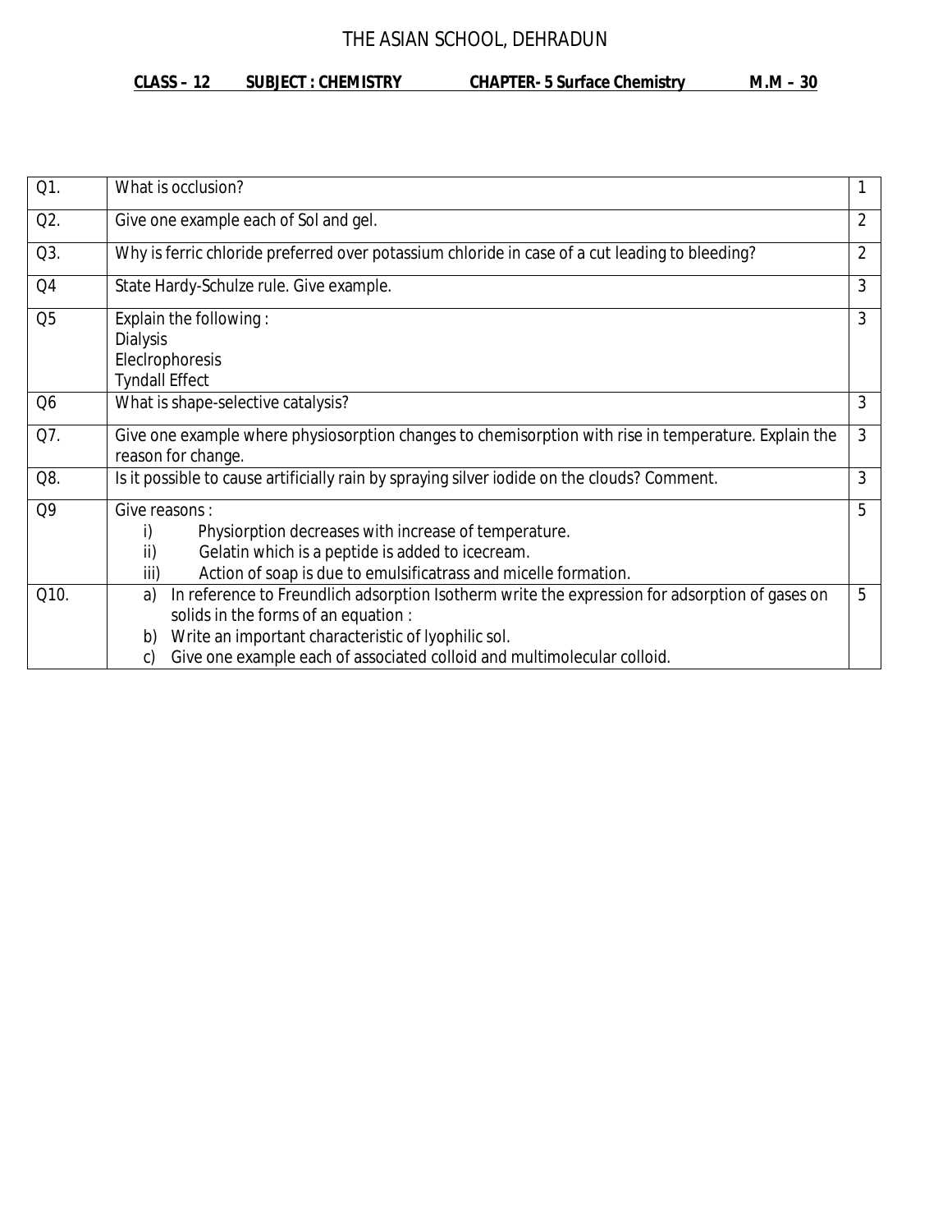# THE ASIAN SCHOOL, DEHRADUN

**CLASS – 12 SUBJECT : CHEMISTRY CHAPTER- 5 Surface Chemistry M.M – 30**

| | | |
|---|---|---|
| Q1. | What is occlusion? | 1 |
| Q2. | Give one example each of Sol and gel. | 2 |
| Q3. | Why is ferric chloride preferred over potassium chloride in case of a cut leading to bleeding? | 2 |
| Q4 | State Hardy-Schulze rule. Give example. | 3 |
| Q5 | Explain the following :<br>Dialysis<br>Eleclrophoresis<br>Tyndall Effect | 3 |
| Q6 | What is shape-selective catalysis? | 3 |
| Q7. | Give one example where physiosorption changes to chemisorption with rise in temperature. Explain the reason for change. | 3 |
| Q8. | Is it possible to cause artificially rain by spraying silver iodide on the clouds? Comment. | 3 |
| Q9 | Give reasons :<br>i) Physiorption decreases with increase of temperature.<br>ii) Gelatin which is a peptide is added to icecream.<br>iii) Action of soap is due to emulsificatrass and micelle formation. | 5 |
| Q10. | a) In reference to Freundlich adsorption Isotherm write the expression for adsorption of gases on solids in the forms of an equation :<br>b) Write an important characteristic of lyophilic sol.<br>c) Give one example each of associated colloid and multimolecular colloid. | 5 |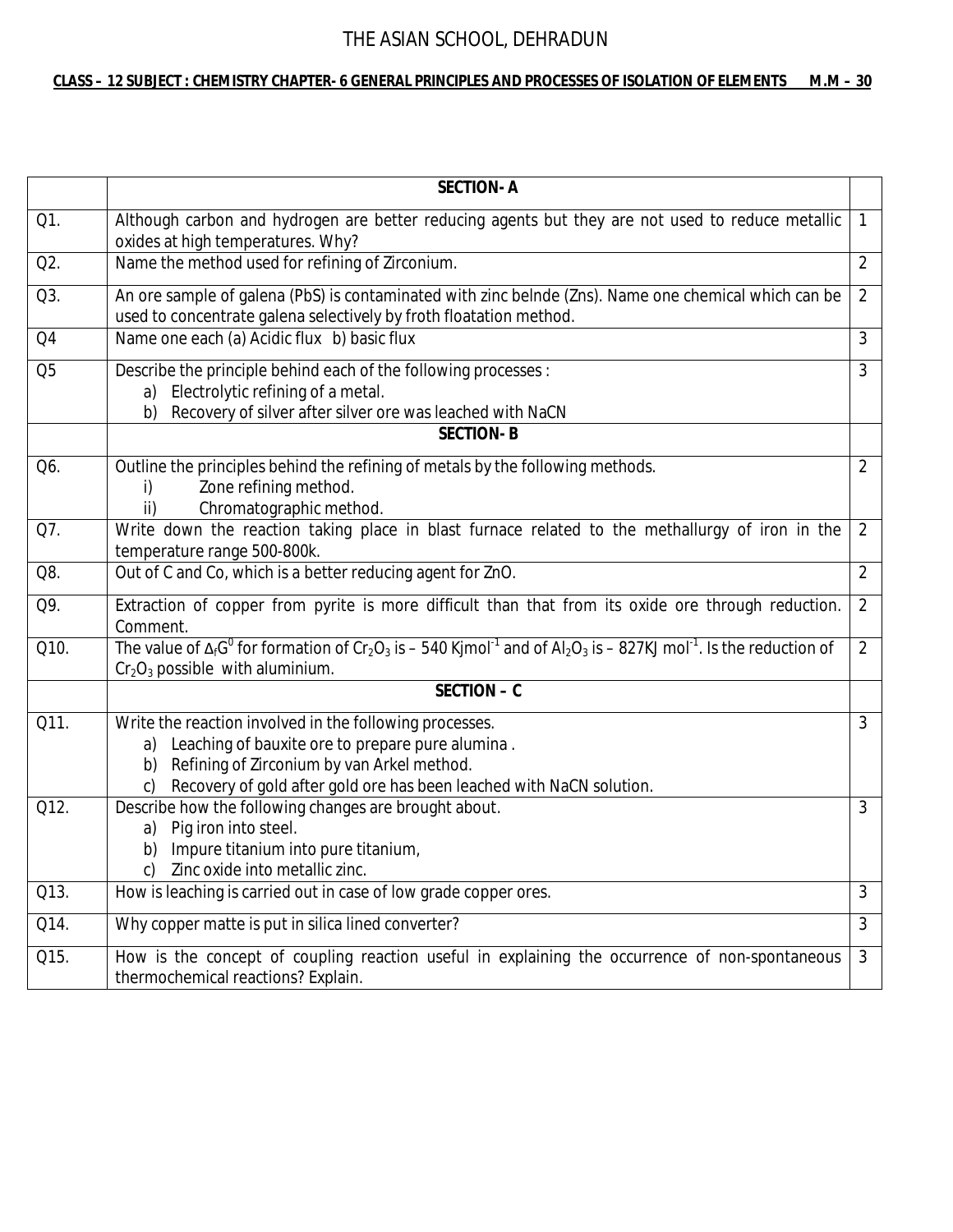# THE ASIAN SCHOOL, DEHRADUN

**CLASS – 12 SUBJECT : CHEMISTRY CHAPTER- 6 GENERAL PRINCIPLES AND PROCESSES OF ISOLATION OF ELEMENTS M.M – 30**

| | **SECTION- A** | |
|---|---|---|
| Q1. | Although carbon and hydrogen are better reducing agents but they are not used to reduce metallic oxides at high temperatures. Why? | 1 |
| Q2. | Name the method used for refining of Zirconium. | 2 |
| Q3. | An ore sample of galena (PbS) is contaminated with zinc belnde (Zns). Name one chemical which can be used to concentrate galena selectively by froth floatation method. | 2 |
| Q4 | Name one each (a) Acidic flux b) basic flux | 3 |
| Q5 | Describe the principle behind each of the following processes : <br> a) Electrolytic refining of a metal. <br> b) Recovery of silver after silver ore was leached with NaCN | 3 |
| | **SECTION- B** | |
| Q6. | Outline the principles behind the refining of metals by the following methods. <br> i) Zone refining method. <br> ii) Chromatographic method. | 2 |
| Q7. | Write down the reaction taking place in blast furnace related to the methallurgy of iron in the temperature range 500-800k. | 2 |
| Q8. | Out of C and Co, which is a better reducing agent for ZnO. | 2 |
| Q9. | Extraction of copper from pyrite is more difficult than that from its oxide ore through reduction. Comment. | 2 |
| Q10. | The value of $\Delta_f G^0$ for formation of $Cr_2O_3$ is – 540 $Kjmol^{-1}$ and of $Al_2O_3$ is – 827KJ $mol^{-1}$. Is the reduction of $Cr_2O_3$ possible with aluminium. | 2 |
| | **SECTION – C** | |
| Q11. | Write the reaction involved in the following processes. <br> a) Leaching of bauxite ore to prepare pure alumina . <br> b) Refining of Zirconium by van Arkel method. <br> c) Recovery of gold after gold ore has been leached with NaCN solution. | 3 |
| Q12. | Describe how the following changes are brought about. <br> a) Pig iron into steel. <br> b) Impure titanium into pure titanium, <br> c) Zinc oxide into metallic zinc. | 3 |
| Q13. | How is leaching is carried out in case of low grade copper ores. | 3 |
| Q14. | Why copper matte is put in silica lined converter? | 3 |
| Q15. | How is the concept of coupling reaction useful in explaining the occurrence of non-spontaneous thermochemical reactions? Explain. | 3 |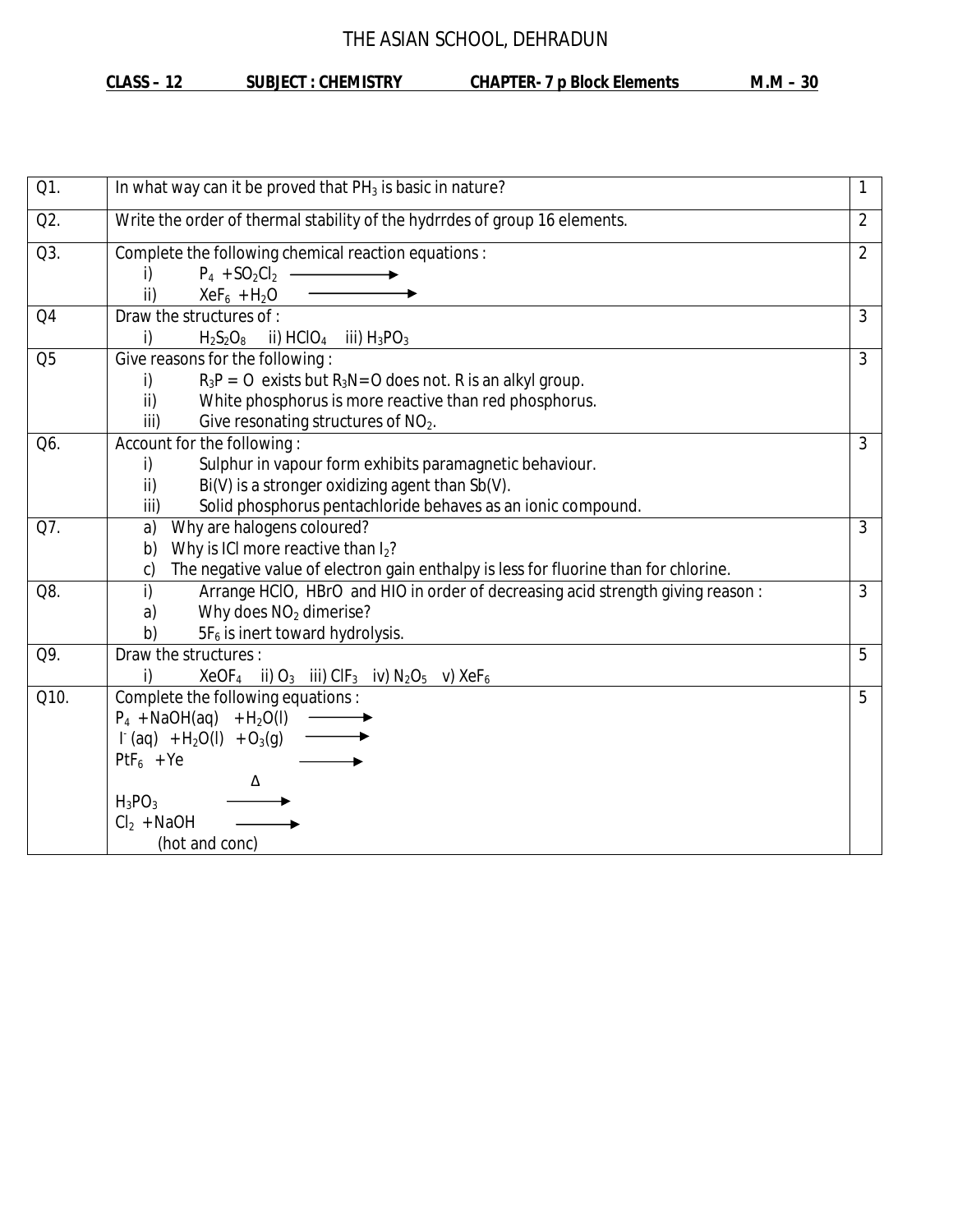# THE ASIAN SCHOOL, DEHRADUN

**CLASS – 12 SUBJECT : CHEMISTRY CHAPTER- 7 p Block Elements M.M – 30**

| | | |
|---|---|---|
| Q1. | In what way can it be proved that $PH_3$ is basic in nature? | 1 |
| Q2. | Write the order of thermal stability of the hydrrdes of group 16 elements. | 2 |
| Q3. | Complete the following chemical reaction equations :<br>i) $P_4 + SO_2Cl_2 \longrightarrow$<br>ii) $XeF_6 + H_2O \longrightarrow$ | 2 |
| Q4 | Draw the structures of :<br>i) $H_2S_2O_8$ ii) $HClO_4$ iii) $H_3PO_3$ | 3 |
| Q5 | Give reasons for the following :<br>i) $R_3P = O$ exists but $R_3N=O$ does not. R is an alkyl group.<br>ii) White phosphorus is more reactive than red phosphorus.<br>iii) Give resonating structures of $NO_2$. | 3 |
| Q6. | Account for the following :<br>i) Sulphur in vapour form exhibits paramagnetic behaviour.<br>ii) Bi(V) is a stronger oxidizing agent than Sb(V).<br>iii) Solid phosphorus pentachloride behaves as an ionic compound. | 3 |
| Q7. | a) Why are halogens coloured?<br>b) Why is ICl more reactive than $I_2$?<br>c) The negative value of electron gain enthalpy is less for fluorine than for chlorine. | 3 |
| Q8. | i) Arrange HClO, HBrO and HIO in order of decreasing acid strength giving reason :<br>a) Why does $NO_2$ dimerise?<br>b) $5F_6$ is inert toward hydrolysis. | 3 |
| Q9. | Draw the structures :<br>i) $XeOF_4$ ii) $O_3$ iii) $ClF_3$ iv) $N_2O_5$ v) $XeF_6$ | 5 |
| Q10. | Complete the following equations :<br>$P_4 + NaOH(aq) + H_2O(l) \longrightarrow$<br>$I^-(aq) + H_2O(l) + O_3(g) \longrightarrow$<br>$PtF_6 + Ye \longrightarrow$<br>$H_3PO_3 \xrightarrow{\Delta}$<br>$Cl_2 + NaOH \longrightarrow$<br>(hot and conc) | 5 |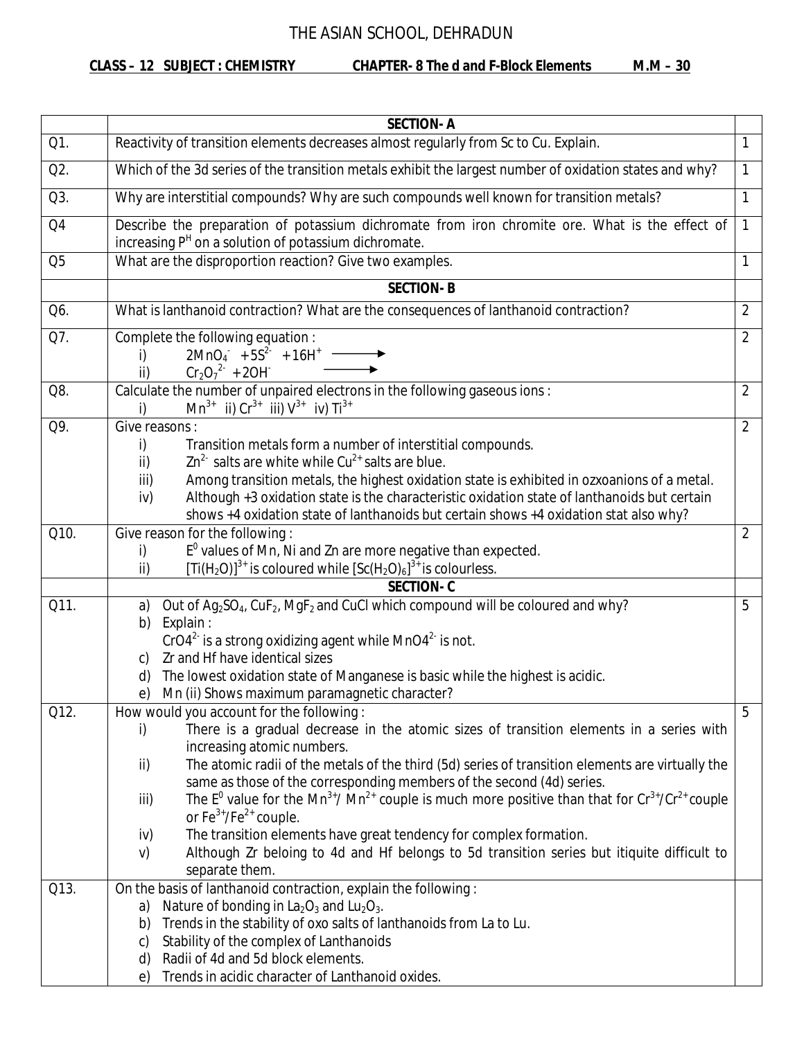# THE ASIAN SCHOOL, DEHRADUN

**CLASS – 12 SUBJECT : CHEMISTRY CHAPTER- 8 The d and F-Block Elements M.M – 30**

| | **SECTION- A** | |
|---|---|---|
| Q1. | Reactivity of transition elements decreases almost regularly from Sc to Cu. Explain. | 1 |
| Q2. | Which of the 3d series of the transition metals exhibit the largest number of oxidation states and why? | 1 |
| Q3. | Why are interstitial compounds? Why are such compounds well known for transition metals? | 1 |
| Q4 | Describe the preparation of potassium dichromate from iron chromite ore. What is the effect of increasing $P^H$ on a solution of potassium dichromate. | 1 |
| Q5 | What are the disproportion reaction? Give two examples. | 1 |
| | **SECTION- B** | |
| Q6. | What is lanthanoid contraction? What are the consequences of lanthanoid contraction? | 2 |
| Q7. | Complete the following equation :<br>i) $2MnO_4^- + 5S^{2-} + 16H^+ \longrightarrow$<br>ii) $Cr_2O_7^{2-} + 2OH^- \longrightarrow$ | 2 |
| Q8. | Calculate the number of unpaired electrons in the following gaseous ions :<br>i) $Mn^{3+}$ ii) $Cr^{3+}$ iii) $V^{3+}$ iv) $Ti^{3+}$ | 2 |
| Q9. | Give reasons :<br>i) Transition metals form a number of interstitial compounds.<br>ii) $Zn^{2-}$ salts are white while $Cu^{2+}$ salts are blue.<br>iii) Among transition metals, the highest oxidation state is exhibited in ozxoanions of a metal.<br>iv) Although +3 oxidation state is the characteristic oxidation state of lanthanoids but certain shows +4 oxidation state of lanthanoids but certain shows +4 oxidation stat also why? | 2 |
| Q10. | Give reason for the following :<br>i) $E^0$ values of Mn, Ni and Zn are more negative than expected.<br>ii) $[Ti(H_2O)]^{3+}$ is coloured while $[Sc(H_2O)_6]^{3+}$ is colourless. | 2 |
| | **SECTION- C** | |
| Q11. | a) Out of $Ag_2SO_4$, $CuF_2$, $MgF_2$ and CuCl which compound will be coloured and why?<br>b) Explain :<br>$CrO4^{2-}$ is a strong oxidizing agent while $MnO4^{2-}$ is not.<br>c) Zr and Hf have identical sizes<br>d) The lowest oxidation state of Manganese is basic while the highest is acidic.<br>e) Mn (ii) Shows maximum paramagnetic character? | 5 |
| Q12. | How would you account for the following :<br>i) There is a gradual decrease in the atomic sizes of transition elements in a series with increasing atomic numbers.<br>ii) The atomic radii of the metals of the third (5d) series of transition elements are virtually the same as those of the corresponding members of the second (4d) series.<br>iii) The $E^0$ value for the $Mn^{3+}$/ $Mn^{2+}$ couple is much more positive than that for $Cr^{3+}$/$Cr^{2+}$ couple or $Fe^{3+}$/$Fe^{2+}$ couple.<br>iv) The transition elements have great tendency for complex formation.<br>v) Although Zr beloing to 4d and Hf belongs to 5d transition series but itiquite difficult to separate them. | 5 |
| Q13. | On the basis of lanthanoid contraction, explain the following :<br>a) Nature of bonding in $La_2O_3$ and $Lu_2O_3$.<br>b) Trends in the stability of oxo salts of lanthanoids from La to Lu.<br>c) Stability of the complex of Lanthanoids<br>d) Radii of 4d and 5d block elements.<br>e) Trends in acidic character of Lanthanoid oxides. | |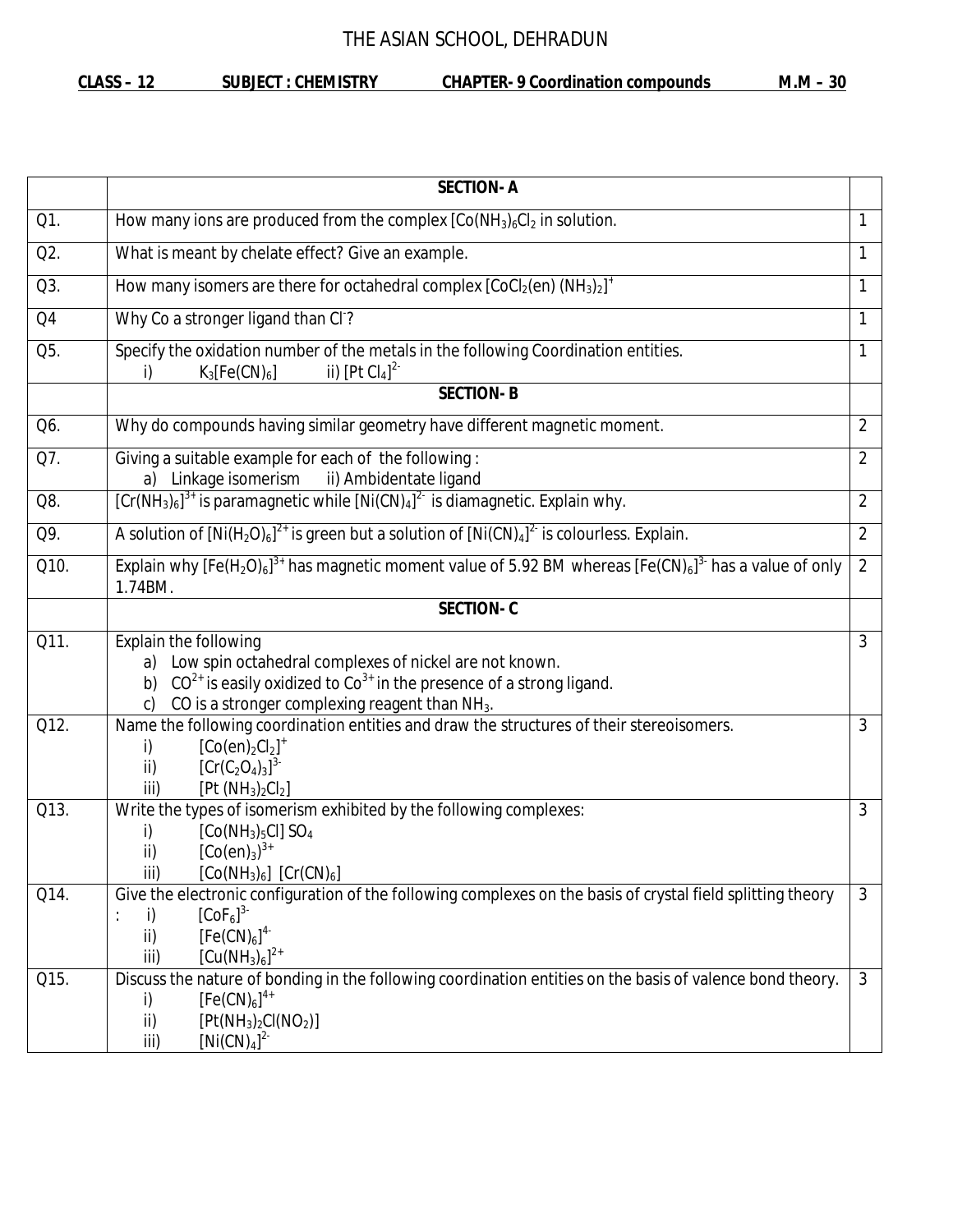# THE ASIAN SCHOOL, DEHRADUN

**CLASS – 12** **SUBJECT : CHEMISTRY** **CHAPTER- 9 Coordination compounds** **M.M – 30**

| | **SECTION- A** | |
|---|---|---|
| Q1. | How many ions are produced from the complex $[Co(NH_3)_6Cl_2$ in solution. | 1 |
| Q2. | What is meant by chelate effect? Give an example. | 1 |
| Q3. | How many isomers are there for octahedral complex $[CoCl_2(en)(NH_3)_2]^+$ | 1 |
| Q4 | Why Co a stronger ligand than $Cl^-$? | 1 |
| Q5. | Specify the oxidation number of the metals in the following Coordination entities.<br>i) $K_3[Fe(CN)_6]$ ii) $[Pt\,Cl_4]^{2-}$ | 1 |
| | **SECTION- B** | |
| Q6. | Why do compounds having similar geometry have different magnetic moment. | 2 |
| Q7. | Giving a suitable example for each of the following :<br>a) Linkage isomerism ii) Ambidentate ligand | 2 |
| Q8. | $[Cr(NH_3)_6]^{3+}$ is paramagnetic while $[Ni(CN)_4]^{2-}$ is diamagnetic. Explain why. | 2 |
| Q9. | A solution of $[Ni(H_2O)_6]^{2+}$ is green but a solution of $[Ni(CN)_4]^{2-}$ is colourless. Explain. | 2 |
| Q10. | Explain why $[Fe(H_2O)_6]^{3+}$ has magnetic moment value of 5.92 BM whereas $[Fe(CN)_6]^{3-}$ has a value of only 1.74BM. | 2 |
| | **SECTION- C** | |
| Q11. | Explain the following<br>a) Low spin octahedral complexes of nickel are not known.<br>b) $CO^{2+}$ is easily oxidized to $Co^{3+}$ in the presence of a strong ligand.<br>c) CO is a stronger complexing reagent than $NH_3$. | 3 |
| Q12. | Name the following coordination entities and draw the structures of their stereoisomers.<br>i) $[Co(en)_2Cl_2]^+$<br>ii) $[Cr(C_2O_4)_3]^{3-}$<br>iii) $[Pt(NH_3)_2Cl_2]$ | 3 |
| Q13. | Write the types of isomerism exhibited by the following complexes:<br>i) $[Co(NH_3)_5Cl]\,SO_4$<br>ii) $[Co(en)_3]^{3+}$<br>iii) $[Co(NH_3)_6]\,[Cr(CN)_6]$ | 3 |
| Q14. | Give the electronic configuration of the following complexes on the basis of crystal field splitting theory :<br>i) $[CoF_6]^{3-}$<br>ii) $[Fe(CN)_6]^{4-}$<br>iii) $[Cu(NH_3)_6]^{2+}$ | 3 |
| Q15. | Discuss the nature of bonding in the following coordination entities on the basis of valence bond theory.<br>i) $[Fe(CN)_6]^{4+}$<br>ii) $[Pt(NH_3)_2Cl(NO_2)]$<br>iii) $[Ni(CN)_4]^{2-}$ | 3 |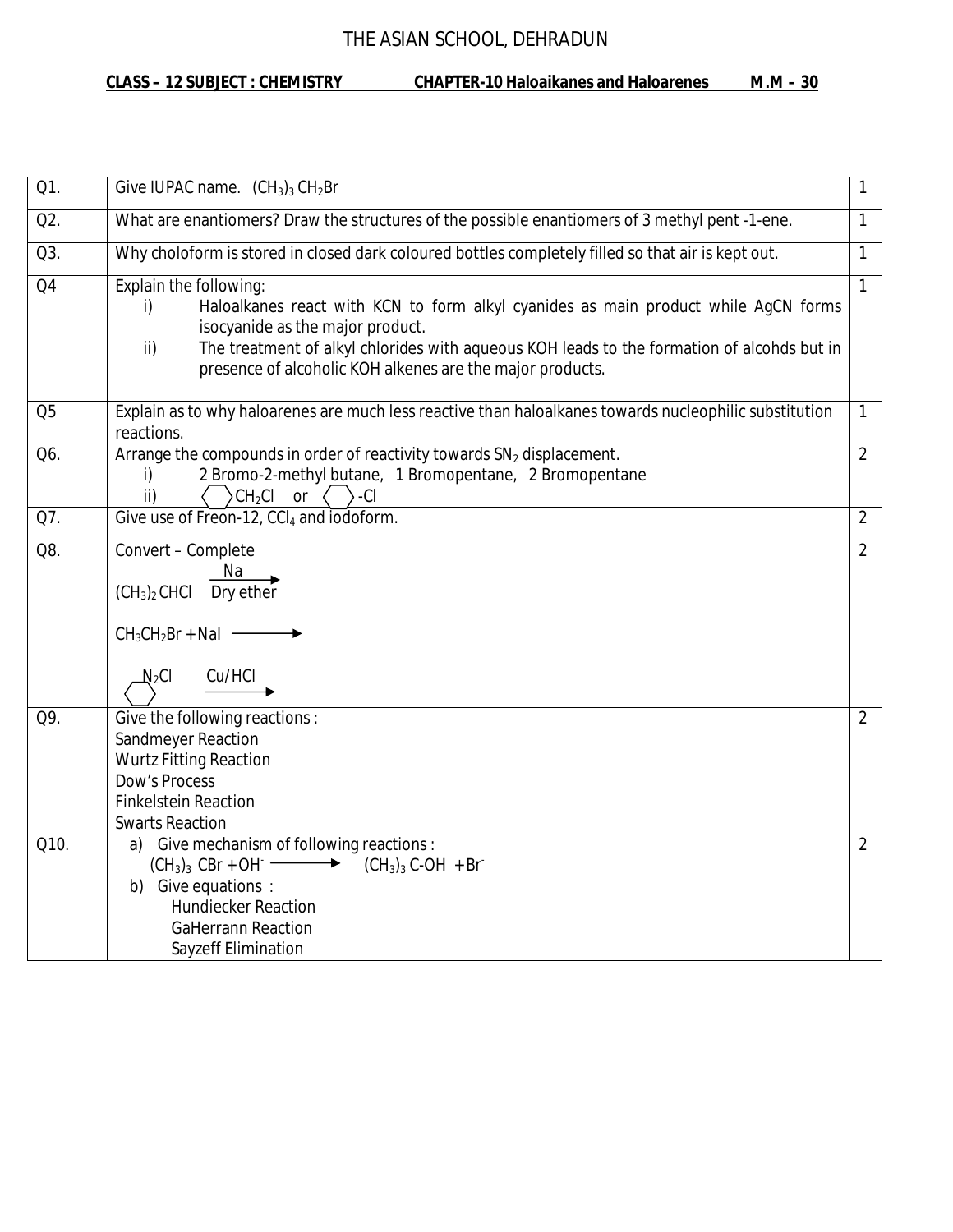# THE ASIAN SCHOOL, DEHRADUN

**CLASS – 12 SUBJECT : CHEMISTRY CHAPTER-10 Haloaikanes and Haloarenes M.M – 30**

| | | |
|---|---|---|
| Q1. | Give IUPAC name. $(CH_3)_3\,CH_2Br$ | 1 |
| Q2. | What are enantiomers? Draw the structures of the possible enantiomers of 3 methyl pent -1-ene. | 1 |
| Q3. | Why choloform is stored in closed dark coloured bottles completely filled so that air is kept out. | 1 |
| Q4 | Explain the following: <br> i) Haloalkanes react with KCN to form alkyl cyanides as main product while AgCN forms isocyanide as the major product. <br> ii) The treatment of alkyl chlorides with aqueous KOH leads to the formation of alcohds but in presence of alcoholic KOH alkenes are the major products. | 1 |
| Q5 | Explain as to why haloarenes are much less reactive than haloalkanes towards nucleophilic substitution reactions. | 1 |
| Q6. | Arrange the compounds in order of reactivity towards $SN_2$ displacement. <br> i) 2 Bromo-2-methyl butane, 1 Bromopentane, 2 Bromopentane <br> ii) $C_6H_5CH_2Cl$ or $C_6H_5$-Cl | 2 |
| Q7. | Give use of Freon-12, $CCl_4$ and iodoform. | 2 |
| Q8. | Convert – Complete <br> $(CH_3)_2\,CHCl \xrightarrow[\text{Dry ether}]{Na}$ <br> $CH_3CH_2Br + NaI \longrightarrow$ <br> $C_6H_5N_2Cl \xrightarrow{Cu/HCl}$ | 2 |
| Q9. | Give the following reactions : <br> Sandmeyer Reaction <br> Wurtz Fitting Reaction <br> Dow's Process <br> Finkelstein Reaction <br> Swarts Reaction | 2 |
| Q10. | a) Give mechanism of following reactions : <br> $(CH_3)_3\,CBr + OH^- \longrightarrow (CH_3)_3\,C\text{-}OH + Br^-$ <br> b) Give equations : <br> Hundiecker Reaction <br> GaHerrann Reaction <br> Sayzeff Elimination | 2 |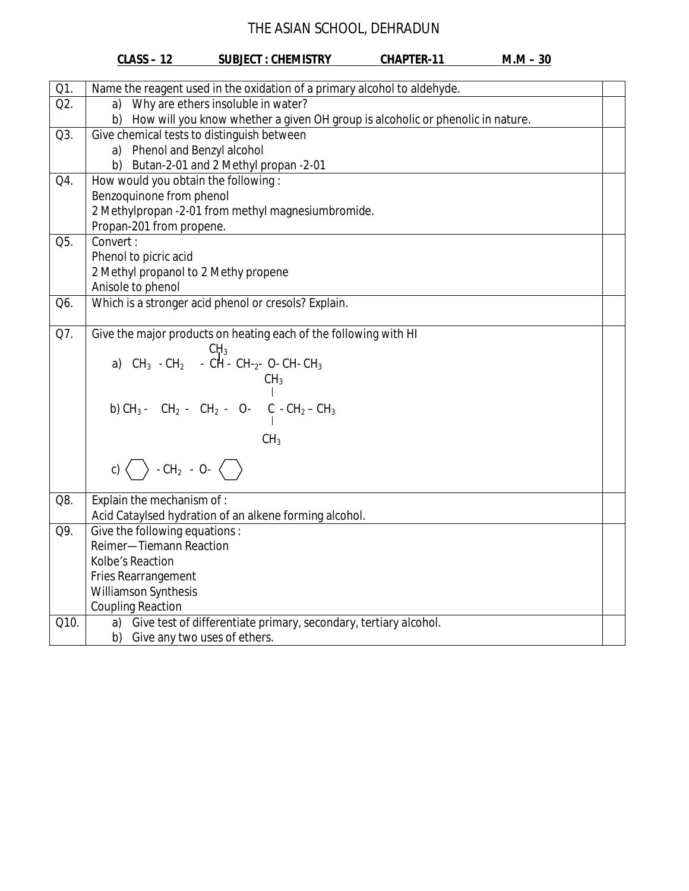# THE ASIAN SCHOOL, DEHRADUN

**CLASS – 12** **SUBJECT : CHEMISTRY** **CHAPTER-11** **M.M – 30**

| | | |
|---|---|---|
| Q1. | Name the reagent used in the oxidation of a primary alcohol to aldehyde. | |
| Q2. | a) Why are ethers insoluble in water?<br>b) How will you know whether a given OH group is alcoholic or phenolic in nature. | |
| Q3. | Give chemical tests to distinguish between<br>a) Phenol and Benzyl alcohol<br>b) Butan-2-01 and 2 Methyl propan -2-01 | |
| Q4. | How would you obtain the following :<br>Benzoquinone from phenol<br>2 Methylpropan -2-01 from methyl magnesiumbromide.<br>Propan-201 from propene. | |
| Q5. | Convert :<br>Phenol to picric acid<br>2 Methyl propanol to 2 Methy propene<br>Anisole to phenol | |
| Q6. | Which is a stronger acid phenol or cresols? Explain. | |
| Q7. | Give the major products on heating each of the following with HI<br>a) $CH_3 - CH_2 - CH(CH_3) - CH_2 - O - CH - CH_3$<br>b) $CH_3 - CH_2 - CH_2 - O - C(CH_3)_2 - CH_2 - CH_3$<br>c) $C_6H_{11} - CH_2 - O - C_6H_{11}$ (cyclohexyl rings) | |
| Q8. | Explain the mechanism of :<br>Acid Cataylsed hydration of an alkene forming alcohol. | |
| Q9. | Give the following equations :<br>Reimer—Tiemann Reaction<br>Kolbe's Reaction<br>Fries Rearrangement<br>Williamson Synthesis<br>Coupling Reaction | |
| Q10. | a) Give test of differentiate primary, secondary, tertiary alcohol.<br>b) Give any two uses of ethers. | |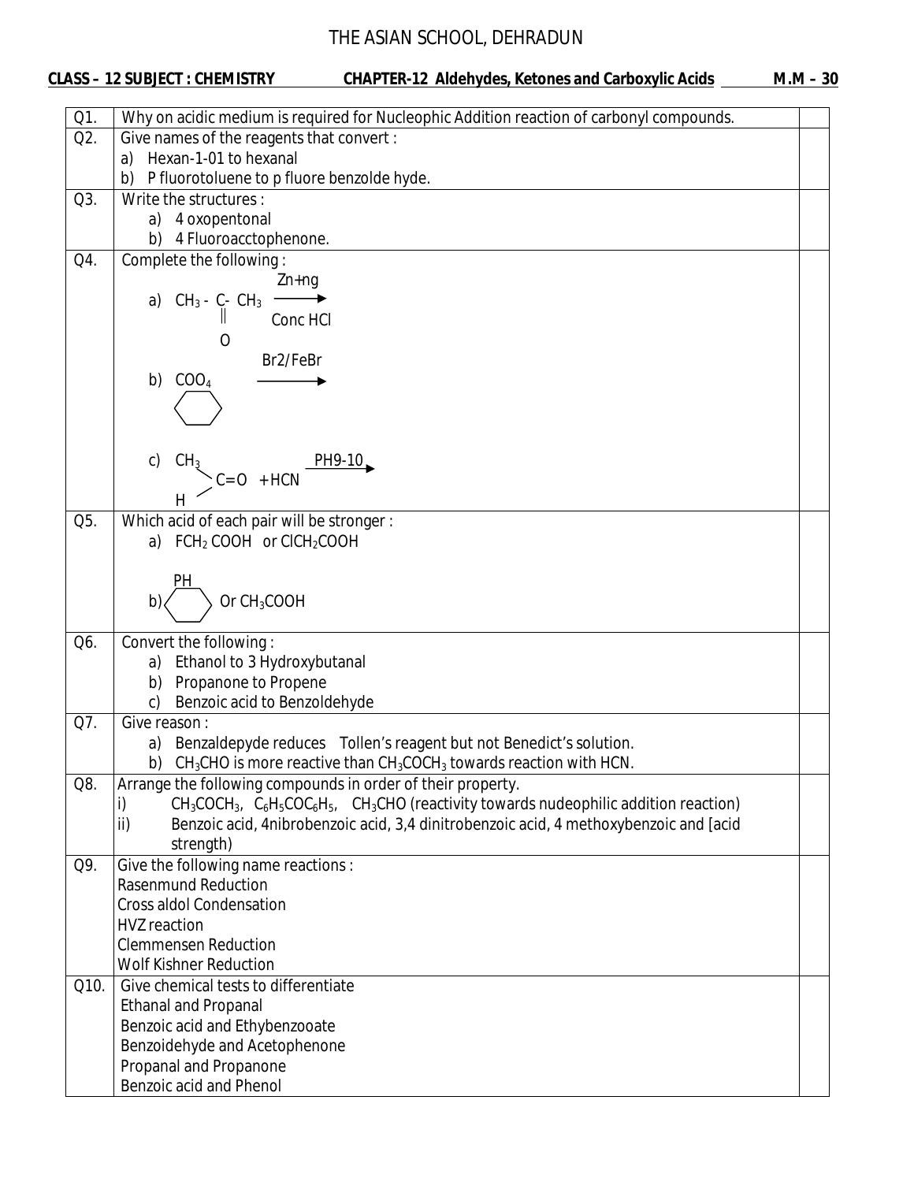# THE ASIAN SCHOOL, DEHRADUN

**CLASS – 12 SUBJECT : CHEMISTRY** **CHAPTER-12 Aldehydes, Ketones and Carboxylic Acids** **M.M – 30**

| | | |
|---|---|---|
| Q1. | Why on acidic medium is required for Nucleophic Addition reaction of carbonyl compounds. | |
| Q2. | Give names of the reagents that convert :<br>a) Hexan-1-01 to hexanal<br>b) P fluorotoluene to p fluore benzolde hyde. | |
| Q3. | Write the structures :<br>a) 4 oxopentonal<br>b) 4 Fluoroacctophenone. | |
| Q4. | Complete the following :<br>a) $CH_3 - \underset{\underset{O}{\Vert}}{C} - CH_3 \xrightarrow[\text{Conc HCl}]{\text{Zn+ng}}$<br>b) $COO_4$ (on benzene ring) $\xrightarrow{\text{Br2/FeBr}}$<br>c) $\underset{H}{\overset{CH_3}{>}}C=O \;+ HCN \xrightarrow{\text{PH9-10}}$ | |
| Q5. | Which acid of each pair will be stronger :<br>a) $FCH_2\,COOH$ or $ClCH_2COOH$<br>b) PH (on ring) Or $CH_3COOH$ | |
| Q6. | Convert the following :<br>a) Ethanol to 3 Hydroxybutanal<br>b) Propanone to Propene<br>c) Benzoic acid to Benzoldehyde | |
| Q7. | Give reason :<br>a) Benzaldepyde reduces Tollen's reagent but not Benedict's solution.<br>b) $CH_3CHO$ is more reactive than $CH_3COCH_3$ towards reaction with HCN. | |
| Q8. | Arrange the following compounds in order of their property.<br>i) $CH_3COCH_3$, $C_6H_5COC_6H_5$, $CH_3CHO$ (reactivity towards nudeophilic addition reaction)<br>ii) Benzoic acid, 4nibrobenzoic acid, 3,4 dinitrobenzoic acid, 4 methoxybenzoic and [acid strength) | |
| Q9. | Give the following name reactions :<br>Rasenmund Reduction<br>Cross aldol Condensation<br>HVZ reaction<br>Clemmensen Reduction<br>Wolf Kishner Reduction | |
| Q10. | Give chemical tests to differentiate<br>Ethanal and Propanal<br>Benzoic acid and Ethybenzooate<br>Benzoidehyde and Acetophenone<br>Propanal and Propanone<br>Benzoic acid and Phenol | |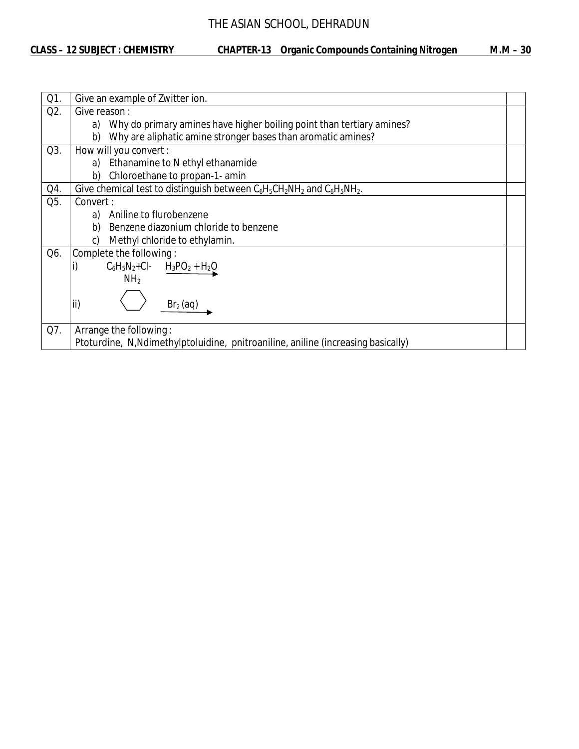# THE ASIAN SCHOOL, DEHRADUN

**CLASS – 12 SUBJECT : CHEMISTRY** **CHAPTER-13 Organic Compounds Containing Nitrogen** **M.M – 30**

| | | |
|---|---|---|
| Q1. | Give an example of Zwitter ion. | |
| Q2. | Give reason :<br>a) Why do primary amines have higher boiling point than tertiary amines?<br>b) Why are aliphatic amine stronger bases than aromatic amines? | |
| Q3. | How will you convert :<br>a) Ethanamine to N ethyl ethanamide<br>b) Chloroethane to propan-1- amin | |
| Q4. | Give chemical test to distinguish between $C_6H_5CH_2NH_2$ and $C_6H_5NH_2$. | |
| Q5. | Convert :<br>a) Aniline to flurobenzene<br>b) Benzene diazonium chloride to benzene<br>c) Methyl chloride to ethylamin. | |
| Q6. | Complete the following :<br>i) $C_6H_5N_2{+}Cl^- \xrightarrow{H_3PO_2 + H_2O}$<br>ii) (benzene ring with $NH_2$) $\xrightarrow{Br_2\,(aq)}$ | |
| Q7. | Arrange the following :<br>Ptoturdine, N,Ndimethylptoluidine, pnitroaniline, aniline (increasing basically) | |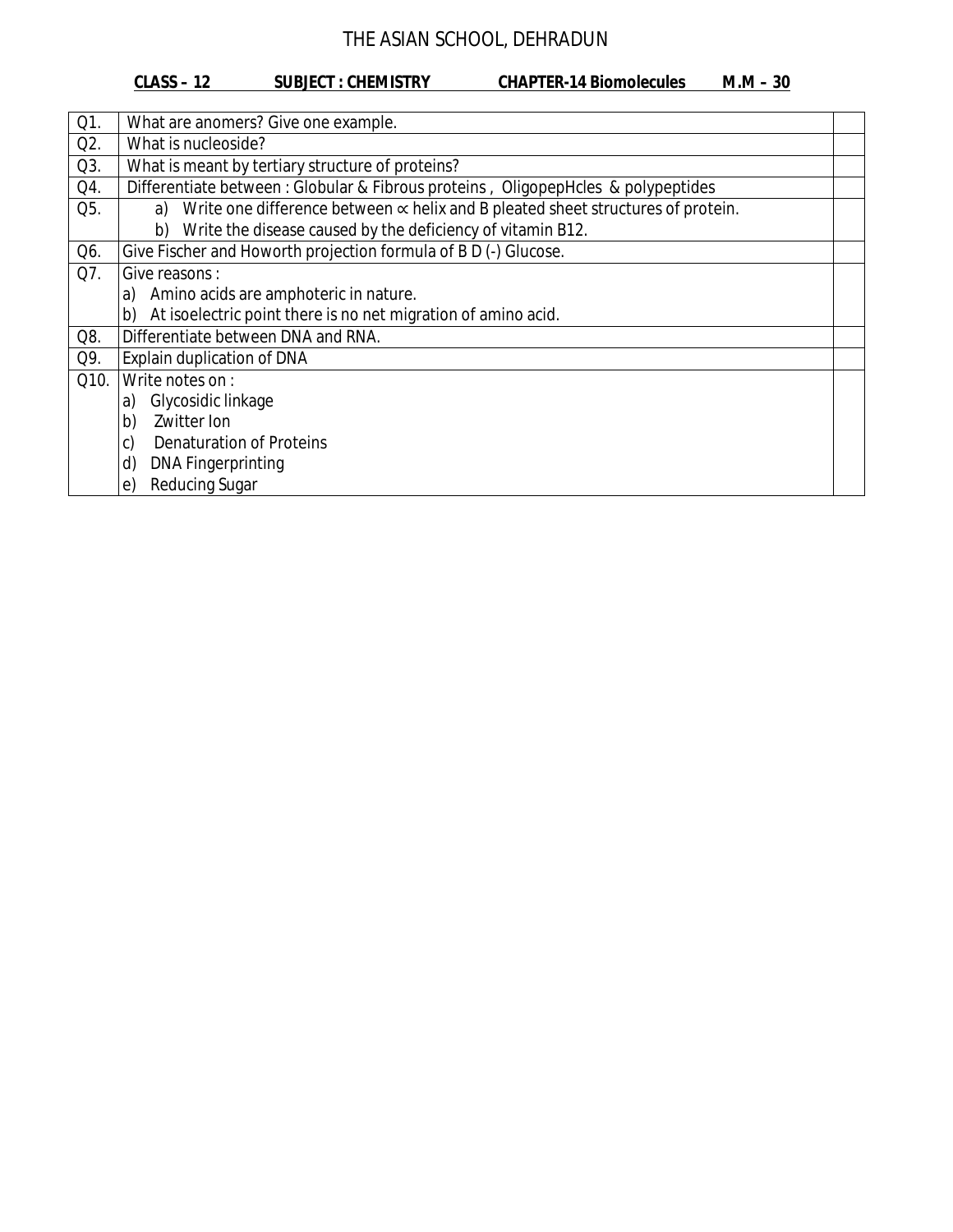# THE ASIAN SCHOOL, DEHRADUN

**CLASS – 12 SUBJECT : CHEMISTRY CHAPTER-14 Biomolecules M.M – 30**

| | | |
|---|---|---|
| Q1. | What are anomers? Give one example. | |
| Q2. | What is nucleoside? | |
| Q3. | What is meant by tertiary structure of proteins? | |
| Q4. | Differentiate between : Globular & Fibrous proteins , OligopepHcles & polypeptides | |
| Q5. | a) Write one difference between ∝ helix and B pleated sheet structures of protein.<br>b) Write the disease caused by the deficiency of vitamin B12. | |
| Q6. | Give Fischer and Howorth projection formula of B D (-) Glucose. | |
| Q7. | Give reasons :<br>a) Amino acids are amphoteric in nature.<br>b) At isoelectric point there is no net migration of amino acid. | |
| Q8. | Differentiate between DNA and RNA. | |
| Q9. | Explain duplication of DNA | |
| Q10. | Write notes on :<br>a) Glycosidic linkage<br>b) Zwitter Ion<br>c) Denaturation of Proteins<br>d) DNA Fingerprinting<br>e) Reducing Sugar | |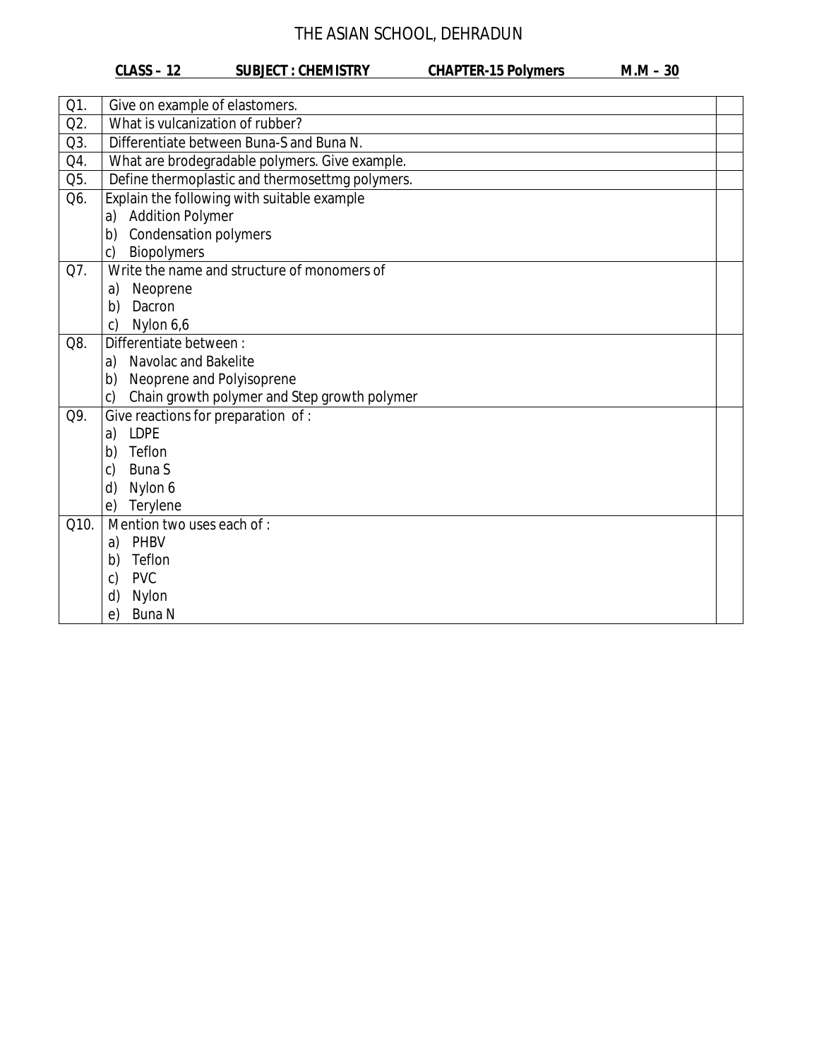# THE ASIAN SCHOOL, DEHRADUN

**CLASS – 12** **SUBJECT : CHEMISTRY** **CHAPTER-15 Polymers** **M.M – 30**

| | | |
|---|---|---|
| Q1. | Give on example of elastomers. | |
| Q2. | What is vulcanization of rubber? | |
| Q3. | Differentiate between Buna-S and Buna N. | |
| Q4. | What are brodegradable polymers. Give example. | |
| Q5. | Define thermoplastic and thermosettmg polymers. | |
| Q6. | Explain the following with suitable example<br>a) Addition Polymer<br>b) Condensation polymers<br>c) Biopolymers | |
| Q7. | Write the name and structure of monomers of<br>a) Neoprene<br>b) Dacron<br>c) Nylon 6,6 | |
| Q8. | Differentiate between :<br>a) Navolac and Bakelite<br>b) Neoprene and Polyisoprene<br>c) Chain growth polymer and Step growth polymer | |
| Q9. | Give reactions for preparation of :<br>a) LDPE<br>b) Teflon<br>c) Buna S<br>d) Nylon 6<br>e) Terylene | |
| Q10. | Mention two uses each of :<br>a) PHBV<br>b) Teflon<br>c) PVC<br>d) Nylon<br>e) Buna N | |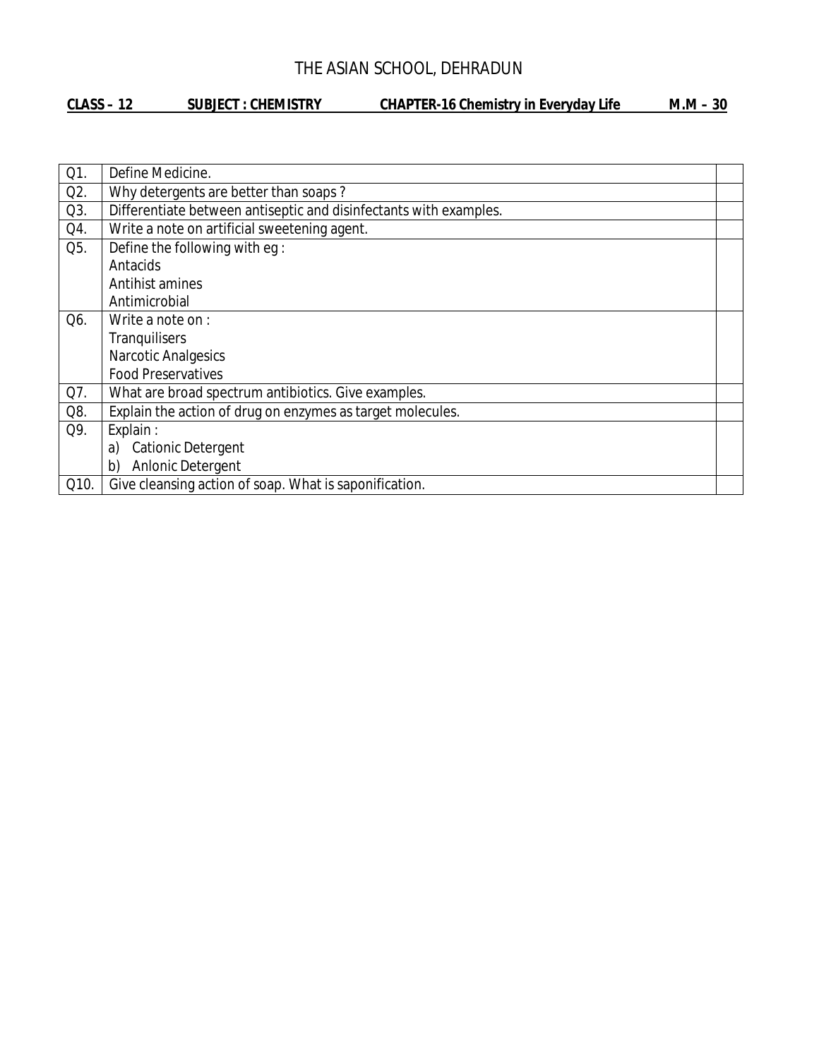# THE ASIAN SCHOOL, DEHRADUN

**CLASS – 12** **SUBJECT : CHEMISTRY** **CHAPTER-16 Chemistry in Everyday Life** **M.M – 30**

| | | |
|---|---|---|
| Q1. | Define Medicine. | |
| Q2. | Why detergents are better than soaps ? | |
| Q3. | Differentiate between antiseptic and disinfectants with examples. | |
| Q4. | Write a note on artificial sweetening agent. | |
| Q5. | Define the following with eg :<br>Antacids<br>Antihist amines<br>Antimicrobial | |
| Q6. | Write a note on :<br>Tranquilisers<br>Narcotic Analgesics<br>Food Preservatives | |
| Q7. | What are broad spectrum antibiotics. Give examples. | |
| Q8. | Explain the action of drug on enzymes as target molecules. | |
| Q9. | Explain :<br>a) Cationic Detergent<br>b) Anlonic Detergent | |
| Q10. | Give cleansing action of soap. What is saponification. | |